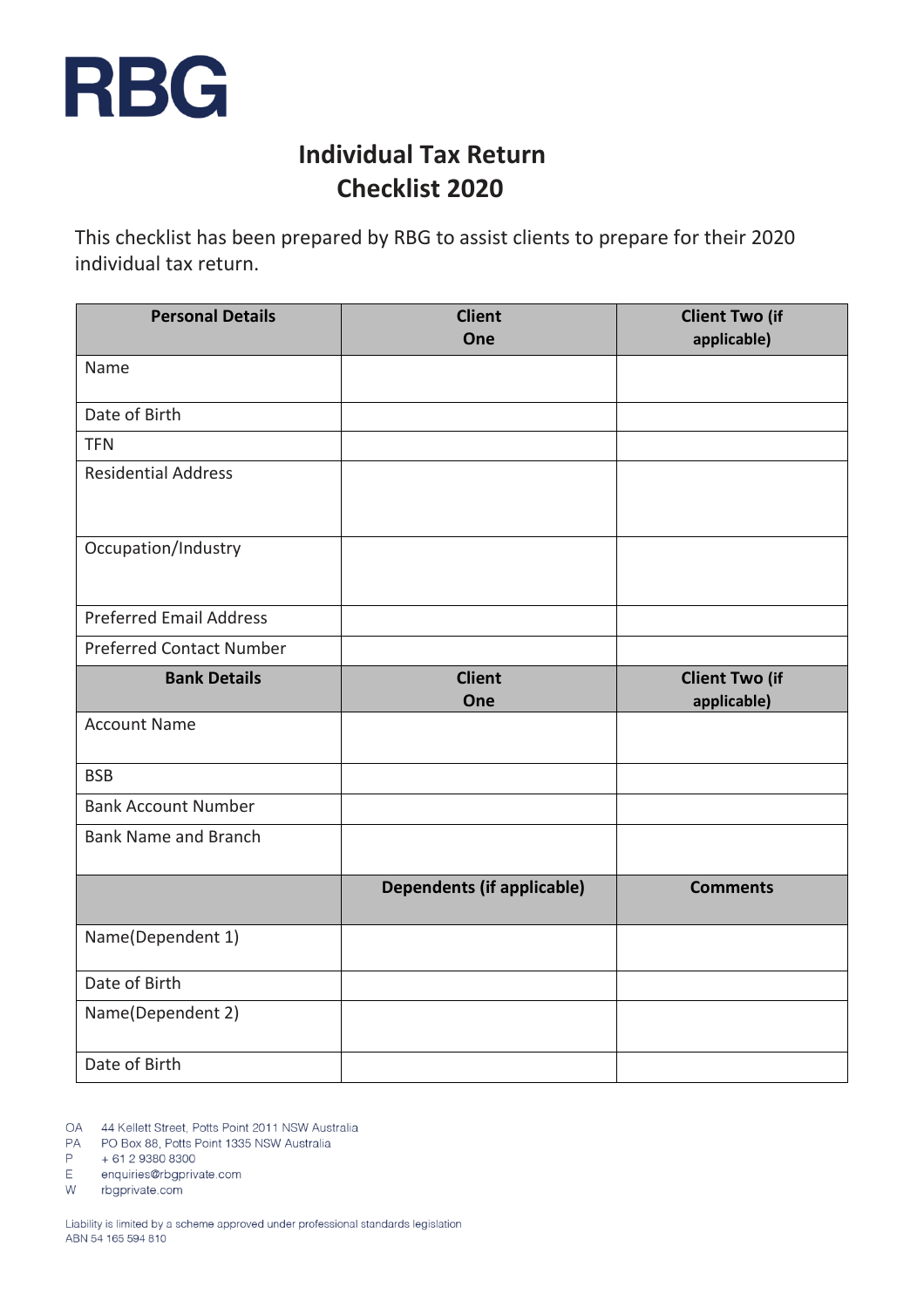RBG

# Individual Tax Return Checklist 2020

This checklist has been prepared by RBG to assist clients to prepare for their 2020 individual tax return.

| **Personal Details** | **Client One** | **Client Two (if applicable)** |
| --- | --- | --- |
| Name | | |
| Date of Birth | | |
| TFN | | |
| Residential Address | | |
| Occupation/Industry | | |
| Preferred Email Address | | |
| Preferred Contact Number | | |
| **Bank Details** | **Client One** | **Client Two (if applicable)** |
| Account Name | | |
| BSB | | |
| Bank Account Number | | |
| Bank Name and Branch | | |
| | **Dependents (if applicable)** | **Comments** |
| Name(Dependent 1) | | |
| Date of Birth | | |
| Name(Dependent 2) | | |
| Date of Birth | | |

OA 44 Kellett Street, Potts Point 2011 NSW Australia
PA PO Box 88, Potts Point 1335 NSW Australia
P + 61 2 9380 8300
E enquiries@rbgprivate.com
W rbgprivate.com

Liability is limited by a scheme approved under professional standards legislation
ABN 54 165 594 810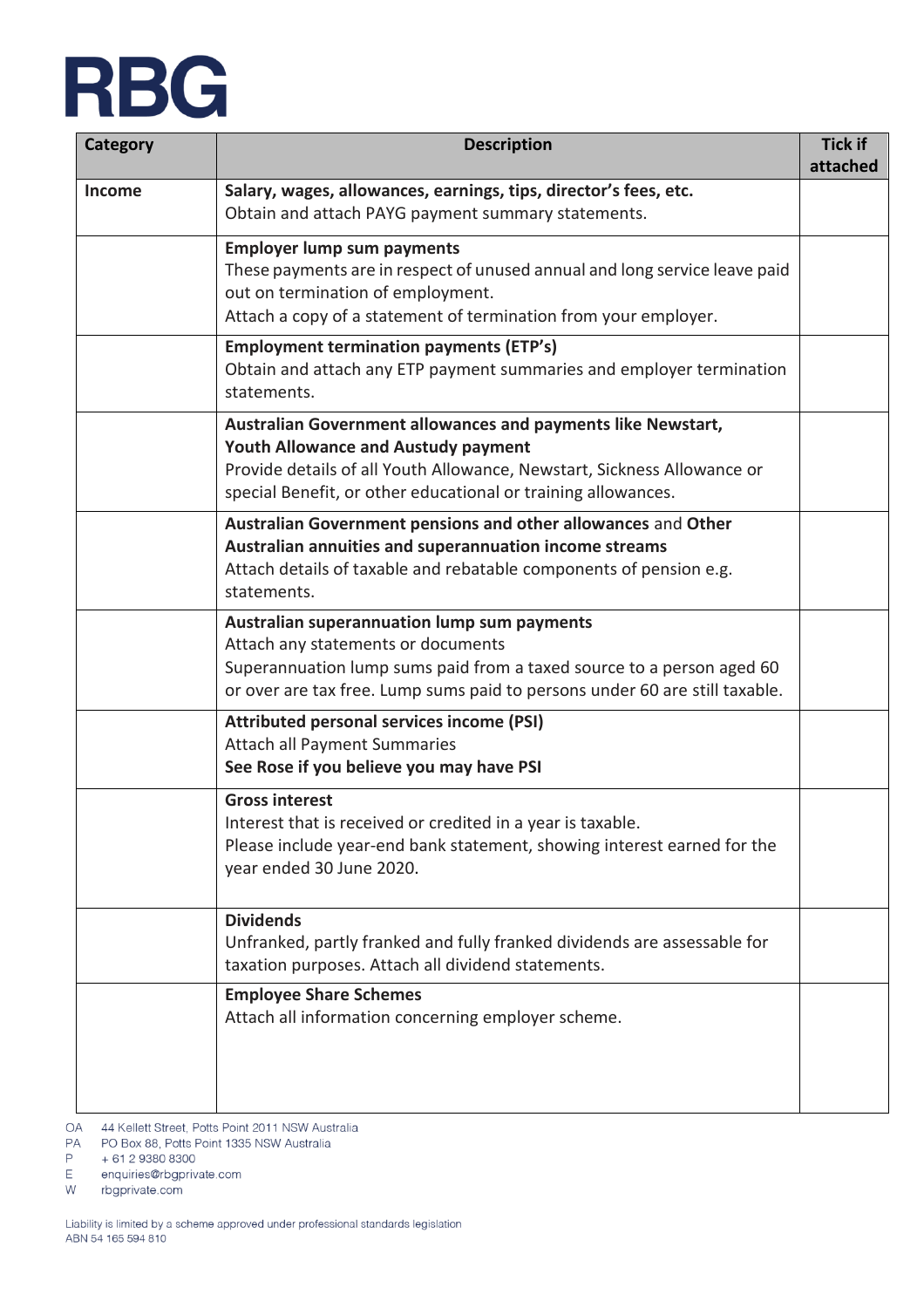# RBG

| Category | Description | Tick if attached |
|---|---|---|
| **Income** | **Salary, wages, allowances, earnings, tips, director's fees, etc.**<br>Obtain and attach PAYG payment summary statements. | |
| | **Employer lump sum payments**<br>These payments are in respect of unused annual and long service leave paid out on termination of employment.<br>Attach a copy of a statement of termination from your employer. | |
| | **Employment termination payments (ETP's)**<br>Obtain and attach any ETP payment summaries and employer termination statements. | |
| | **Australian Government allowances and payments like Newstart, Youth Allowance and Austudy payment**<br>Provide details of all Youth Allowance, Newstart, Sickness Allowance or special Benefit, or other educational or training allowances. | |
| | **Australian Government pensions and other allowances** and **Other Australian annuities and superannuation income streams**<br>Attach details of taxable and rebatable components of pension e.g. statements. | |
| | **Australian superannuation lump sum payments**<br>Attach any statements or documents<br>Superannuation lump sums paid from a taxed source to a person aged 60 or over are tax free. Lump sums paid to persons under 60 are still taxable. | |
| | **Attributed personal services income (PSI)**<br>Attach all Payment Summaries<br>**See Rose if you believe you may have PSI** | |
| | **Gross interest**<br>Interest that is received or credited in a year is taxable.<br>Please include year-end bank statement, showing interest earned for the year ended 30 June 2020. | |
| | **Dividends**<br>Unfranked, partly franked and fully franked dividends are assessable for taxation purposes. Attach all dividend statements. | |
| | **Employee Share Schemes**<br>Attach all information concerning employer scheme. | |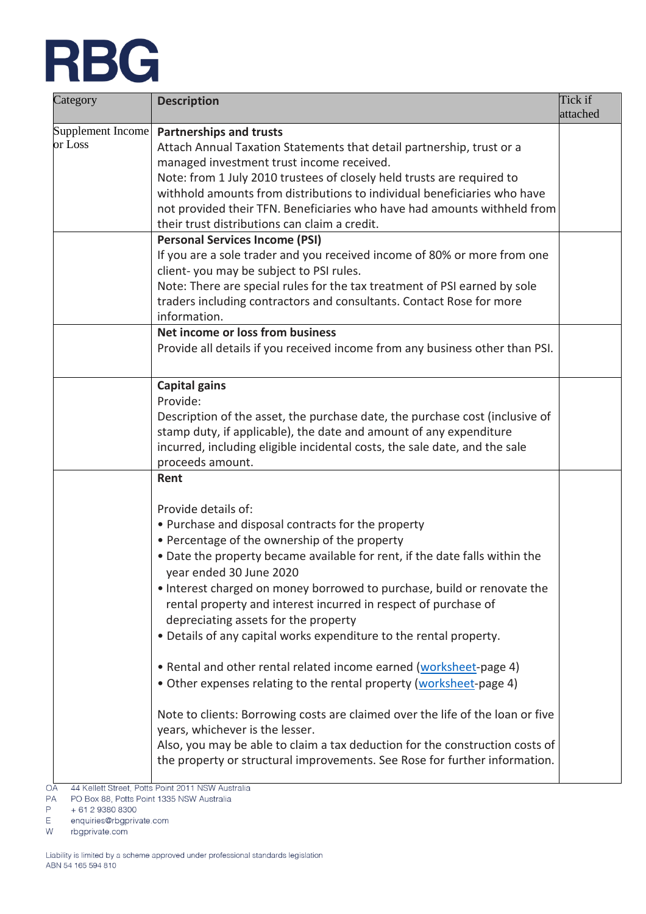# RBG

| Category | Description | Tick if attached |
|---|---|---|
| Supplement Income or Loss | **Partnerships and trusts**<br>Attach Annual Taxation Statements that detail partnership, trust or a managed investment trust income received.<br>Note: from 1 July 2010 trustees of closely held trusts are required to withhold amounts from distributions to individual beneficiaries who have not provided their TFN. Beneficiaries who have had amounts withheld from their trust distributions can claim a credit. | |
| | **Personal Services Income (PSI)**<br>If you are a sole trader and you received income of 80% or more from one client- you may be subject to PSI rules.<br>Note: There are special rules for the tax treatment of PSI earned by sole traders including contractors and consultants. Contact Rose for more information. | |
| | **Net income or loss from business**<br>Provide all details if you received income from any business other than PSI. | |
| | **Capital gains**<br>Provide:<br>Description of the asset, the purchase date, the purchase cost (inclusive of stamp duty, if applicable), the date and amount of any expenditure incurred, including eligible incidental costs, the sale date, and the sale proceeds amount. | |
| | **Rent**<br><br>Provide details of:<br>• Purchase and disposal contracts for the property<br>• Percentage of the ownership of the property<br>• Date the property became available for rent, if the date falls within the year ended 30 June 2020<br>• Interest charged on money borrowed to purchase, build or renovate the rental property and interest incurred in respect of purchase of depreciating assets for the property<br>• Details of any capital works expenditure to the rental property.<br><br>• Rental and other rental related income earned (worksheet-page 4)<br>• Other expenses relating to the rental property (worksheet-page 4)<br><br>Note to clients: Borrowing costs are claimed over the life of the loan or five years, whichever is the lesser.<br>Also, you may be able to claim a tax deduction for the construction costs of the property or structural improvements. See Rose for further information. | |

OA 44 Kellett Street, Potts Point 2011 NSW Australia
PA PO Box 88, Potts Point 1335 NSW Australia
P + 61 2 9380 8300
E enquiries@rbgprivate.com
W rbgprivate.com

Liability is limited by a scheme approved under professional standards legislation
ABN 54 165 594 810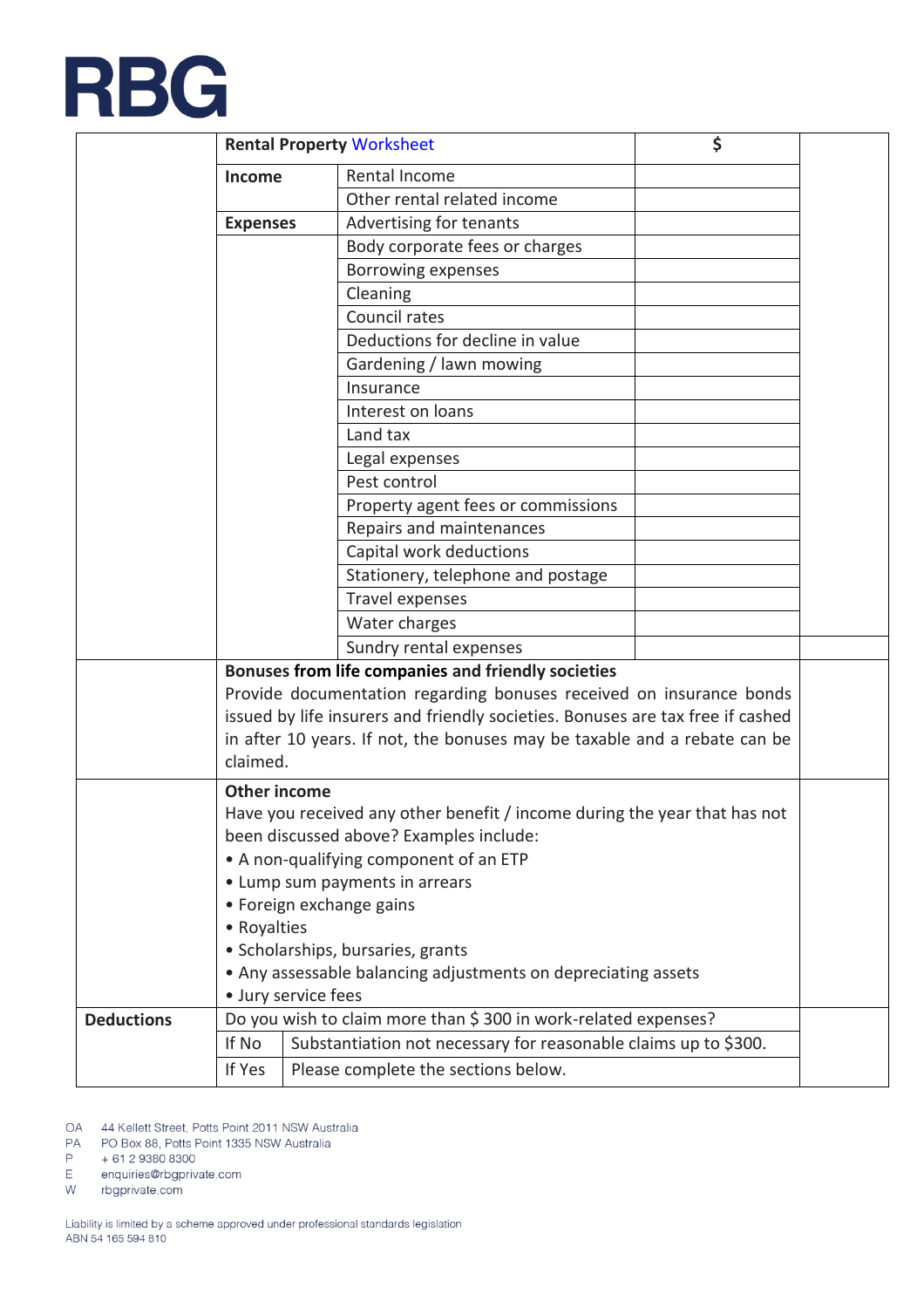RBG

| | | | | |
|---|---|---|---|---|
| | **Rental Property** Worksheet | | **$** | |
| | **Income** | Rental Income | | |
| | | Other rental related income | | |
| | **Expenses** | Advertising for tenants | | |
| | | Body corporate fees or charges | | |
| | | Borrowing expenses | | |
| | | Cleaning | | |
| | | Council rates | | |
| | | Deductions for decline in value | | |
| | | Gardening / lawn mowing | | |
| | | Insurance | | |
| | | Interest on loans | | |
| | | Land tax | | |
| | | Legal expenses | | |
| | | Pest control | | |
| | | Property agent fees or commissions | | |
| | | Repairs and maintenances | | |
| | | Capital work deductions | | |
| | | Stationery, telephone and postage | | |
| | | Travel expenses | | |
| | | Water charges | | |
| | | Sundry rental expenses | | |

| | | |
|---|---|---|
| | **Bonuses from life companies and friendly societies**<br>Provide documentation regarding bonuses received on insurance bonds issued by life insurers and friendly societies. Bonuses are tax free if cashed in after 10 years. If not, the bonuses may be taxable and a rebate can be claimed. | |
| | **Other income**<br>Have you received any other benefit / income during the year that has not been discussed above? Examples include:<br>• A non-qualifying component of an ETP<br>• Lump sum payments in arrears<br>• Foreign exchange gains<br>• Royalties<br>• Scholarships, bursaries, grants<br>• Any assessable balancing adjustments on depreciating assets<br>• Jury service fees | |

| | | | |
|---|---|---|---|
| **Deductions** | Do you wish to claim more than $ 300 in work-related expenses? | | |
| | If No | Substantiation not necessary for reasonable claims up to $300. | |
| | If Yes | Please complete the sections below. | |

OA 44 Kellett Street, Potts Point 2011 NSW Australia
PA PO Box 88, Potts Point 1335 NSW Australia
P + 61 2 9380 8300
E enquiries@rbgprivate.com
W rbgprivate.com

Liability is limited by a scheme approved under professional standards legislation
ABN 54 165 594 810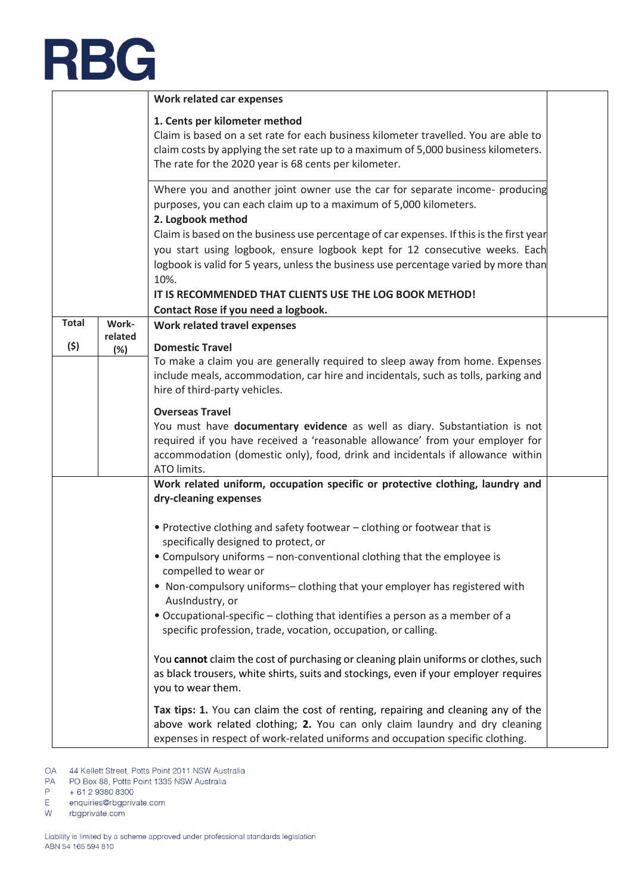| | | | |
|---|---|---|---|
| | | **Work related car expenses**<br><br>**1. Cents per kilometer method**<br>Claim is based on a set rate for each business kilometer travelled. You are able to claim costs by applying the set rate up to a maximum of 5,000 business kilometers. The rate for the 2020 year is 68 cents per kilometer. | |
| | | Where you and another joint owner use the car for separate income- producing purposes, you can each claim up to a maximum of 5,000 kilometers.<br>**2. Logbook method**<br>Claim is based on the business use percentage of car expenses. If this is the first year you start using logbook, ensure logbook kept for 12 consecutive weeks. Each logbook is valid for 5 years, unless the business use percentage varied by more than 10%.<br>**IT IS RECOMMENDED THAT CLIENTS USE THE LOG BOOK METHOD!**<br>**Contact Rose if you need a logbook.** | |
| **Total ($)** | **Work-related (%)** | **Work related travel expenses**<br><br>**Domestic Travel**<br>To make a claim you are generally required to sleep away from home. Expenses include meals, accommodation, car hire and incidentals, such as tolls, parking and hire of third-party vehicles.<br><br>**Overseas Travel**<br>You must have **documentary evidence** as well as diary. Substantiation is not required if you have received a 'reasonable allowance' from your employer for accommodation (domestic only), food, drink and incidentals if allowance within ATO limits. | |
| | | **Work related uniform, occupation specific or protective clothing, laundry and dry-cleaning expenses**<br><br>• Protective clothing and safety footwear – clothing or footwear that is specifically designed to protect, or<br>• Compulsory uniforms – non-conventional clothing that the employee is compelled to wear or<br>• Non-compulsory uniforms– clothing that your employer has registered with AusIndustry, or<br>• Occupational-specific – clothing that identifies a person as a member of a specific profession, trade, vocation, occupation, or calling.<br><br>You **cannot** claim the cost of purchasing or cleaning plain uniforms or clothes, such as black trousers, white shirts, suits and stockings, even if your employer requires you to wear them.<br><br>**Tax tips: 1.** You can claim the cost of renting, repairing and cleaning any of the above work related clothing; **2.** You can only claim laundry and dry cleaning expenses in respect of work-related uniforms and occupation specific clothing. | |

OA 44 Kellett Street, Potts Point 2011 NSW Australia
PA PO Box 88, Potts Point 1335 NSW Australia
P + 61 2 9380 8300
E enquiries@rbgprivate.com
W rbgprivate.com

Liability is limited by a scheme approved under professional standards legislation
ABN 54 165 594 810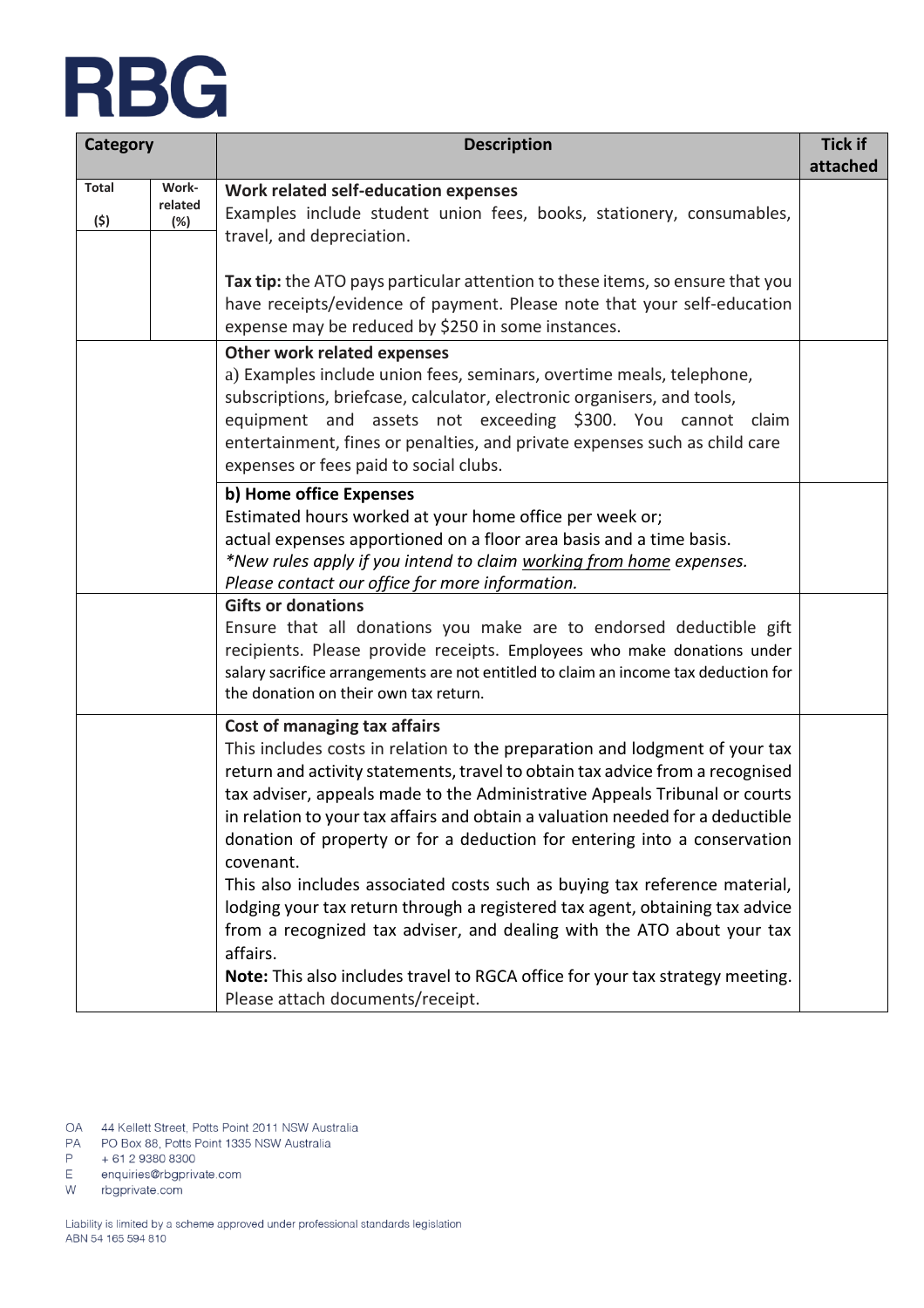RBG

| Category | | Description | Tick if attached |
| --- | --- | --- | --- |
| Total ($) | Work-related (%) | **Work related self-education expenses**<br>Examples include student union fees, books, stationery, consumables, travel, and depreciation.<br><br>**Tax tip:** the ATO pays particular attention to these items, so ensure that you have receipts/evidence of payment. Please note that your self-education expense may be reduced by $250 in some instances. | |
| | | **Other work related expenses**<br>a) Examples include union fees, seminars, overtime meals, telephone, subscriptions, briefcase, calculator, electronic organisers, and tools, equipment and assets not exceeding $300. You cannot claim entertainment, fines or penalties, and private expenses such as child care expenses or fees paid to social clubs. | |
| | | **b) Home office Expenses**<br>Estimated hours worked at your home office per week or;<br>actual expenses apportioned on a floor area basis and a time basis.<br>*\*New rules apply if you intend to claim working from home expenses. Please contact our office for more information.* | |
| | | **Gifts or donations**<br>Ensure that all donations you make are to endorsed deductible gift recipients. Please provide receipts. Employees who make donations under salary sacrifice arrangements are not entitled to claim an income tax deduction for the donation on their own tax return. | |
| | | **Cost of managing tax affairs**<br>This includes costs in relation to the preparation and lodgment of your tax return and activity statements, travel to obtain tax advice from a recognised tax adviser, appeals made to the Administrative Appeals Tribunal or courts in relation to your tax affairs and obtain a valuation needed for a deductible donation of property or for a deduction for entering into a conservation covenant.<br>This also includes associated costs such as buying tax reference material, lodging your tax return through a registered tax agent, obtaining tax advice from a recognized tax adviser, and dealing with the ATO about your tax affairs.<br>**Note:** This also includes travel to RGCA office for your tax strategy meeting. Please attach documents/receipt. | |

OA 44 Kellett Street, Potts Point 2011 NSW Australia
PA PO Box 88, Potts Point 1335 NSW Australia
P + 61 2 9380 8300
E enquiries@rbgprivate.com
W rbgprivate.com

Liability is limited by a scheme approved under professional standards legislation
ABN 54 165 594 810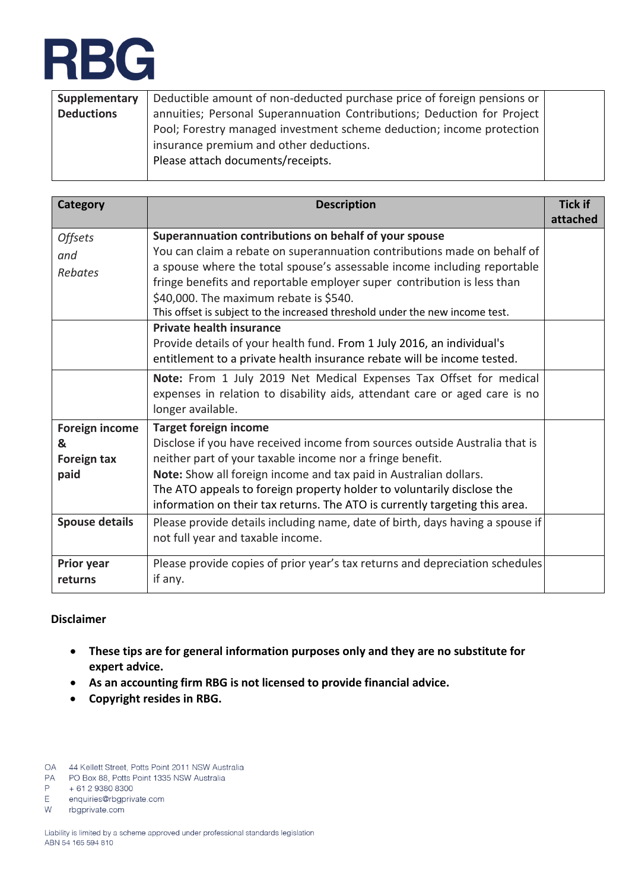# RBG

| | | |
|---|---|---|
| **Supplementary Deductions** | Deductible amount of non-deducted purchase price of foreign pensions or annuities; Personal Superannuation Contributions; Deduction for Project Pool; Forestry managed investment scheme deduction; income protection insurance premium and other deductions.<br>Please attach documents/receipts. | |

| Category | Description | Tick if attached |
|---|---|---|
| *Offsets and Rebates* | **Superannuation contributions on behalf of your spouse**<br>You can claim a rebate on superannuation contributions made on behalf of a spouse where the total spouse's assessable income including reportable fringe benefits and reportable employer super contribution is less than $40,000. The maximum rebate is $540.<br>This offset is subject to the increased threshold under the new income test. | |
| | **Private health insurance**<br>Provide details of your health fund. From 1 July 2016, an individual's entitlement to a private health insurance rebate will be income tested. | |
| | **Note:** From 1 July 2019 Net Medical Expenses Tax Offset for medical expenses in relation to disability aids, attendant care or aged care is no longer available. | |
| **Foreign income & Foreign tax paid** | **Target foreign income**<br>Disclose if you have received income from sources outside Australia that is neither part of your taxable income nor a fringe benefit.<br>**Note:** Show all foreign income and tax paid in Australian dollars.<br>The ATO appeals to foreign property holder to voluntarily disclose the information on their tax returns. The ATO is currently targeting this area. | |
| **Spouse details** | Please provide details including name, date of birth, days having a spouse if not full year and taxable income. | |
| **Prior year returns** | Please provide copies of prior year's tax returns and depreciation schedules if any. | |

**Disclaimer**

- **These tips are for general information purposes only and they are no substitute for expert advice.**
- **As an accounting firm RBG is not licensed to provide financial advice.**
- **Copyright resides in RBG.**

OA 44 Kellett Street, Potts Point 2011 NSW Australia
PA PO Box 88, Potts Point 1335 NSW Australia
P + 61 2 9380 8300
E enquiries@rbgprivate.com
W rbgprivate.com

Liability is limited by a scheme approved under professional standards legislation
ABN 54 165 594 810